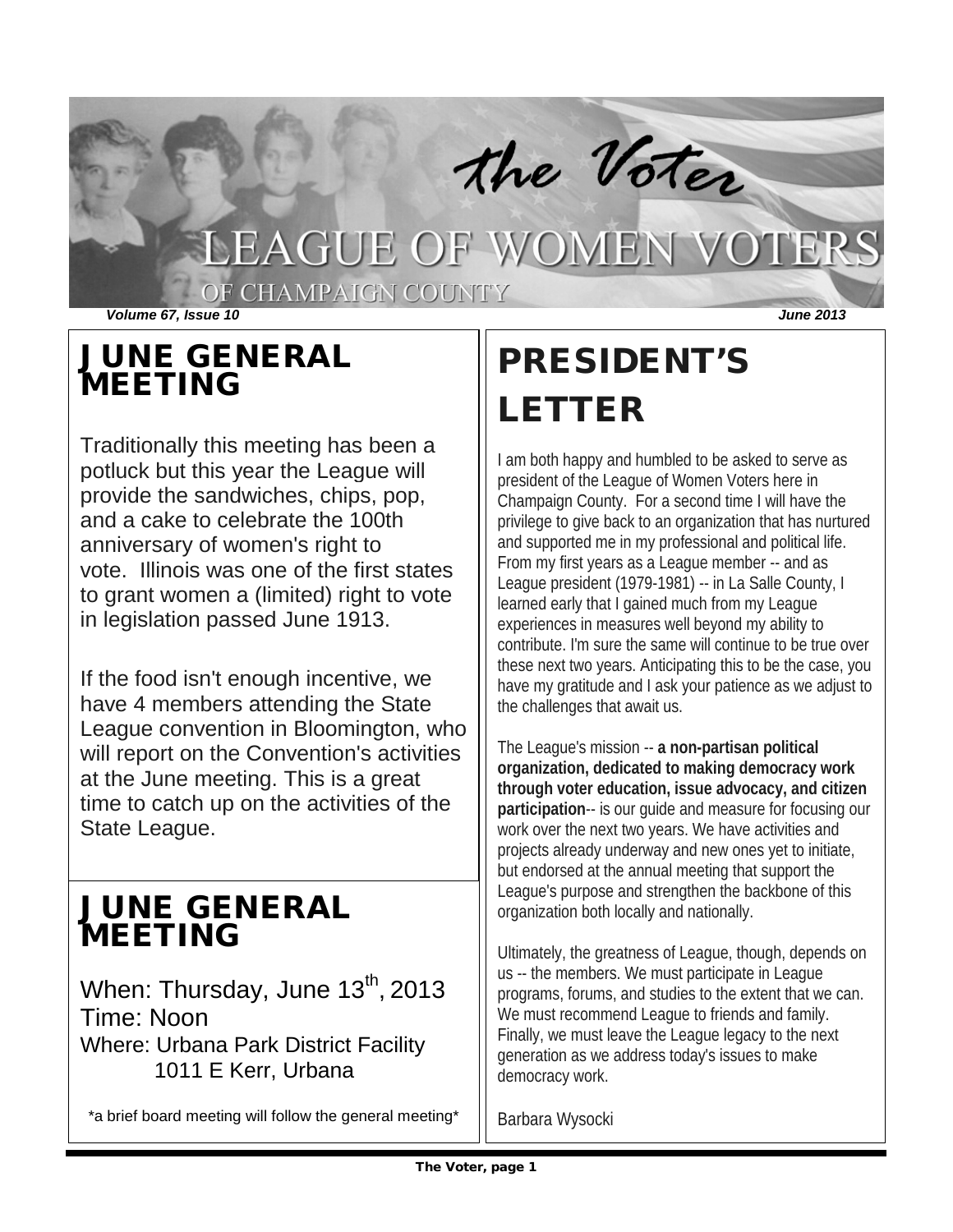# the Voter

# LEAGUE OF WOMEN VOTERS

## OF CHAMPAIGN COUNTY

*Volume 67, Issue 10* *June 2013*

## JUNE GENERAL MEETING

Traditionally this meeting has been a potluck but this year the League will provide the sandwiches, chips, pop, and a cake to celebrate the 100th anniversary of women's right to vote. Illinois was one of the first states to grant women a (limited) right to vote in legislation passed June 1913.

If the food isn't enough incentive, we have 4 members attending the State League convention in Bloomington, who will report on the Convention's activities at the June meeting. This is a great time to catch up on the activities of the State League.

## JUNE GENERAL MEETING

When: Thursday, June 13th, 2013
Time: Noon
Where: Urbana Park District Facility
1011 E Kerr, Urbana

*a brief board meeting will follow the general meeting*

## PRESIDENT'S LETTER

I am both happy and humbled to be asked to serve as president of the League of Women Voters here in Champaign County. For a second time I will have the privilege to give back to an organization that has nurtured and supported me in my professional and political life. From my first years as a League member -- and as League president (1979-1981) -- in La Salle County, I learned early that I gained much from my League experiences in measures well beyond my ability to contribute. I'm sure the same will continue to be true over these next two years. Anticipating this to be the case, you have my gratitude and I ask your patience as we adjust to the challenges that await us.

The League's mission -- **a non-partisan political organization, dedicated to making democracy work through voter education, issue advocacy, and citizen participation**-- is our guide and measure for focusing our work over the next two years. We have activities and projects already underway and new ones yet to initiate, but endorsed at the annual meeting that support the League's purpose and strengthen the backbone of this organization both locally and nationally.

Ultimately, the greatness of League, though, depends on us -- the members. We must participate in League programs, forums, and studies to the extent that we can. We must recommend League to friends and family. Finally, we must leave the League legacy to the next generation as we address today's issues to make democracy work.

Barbara Wysocki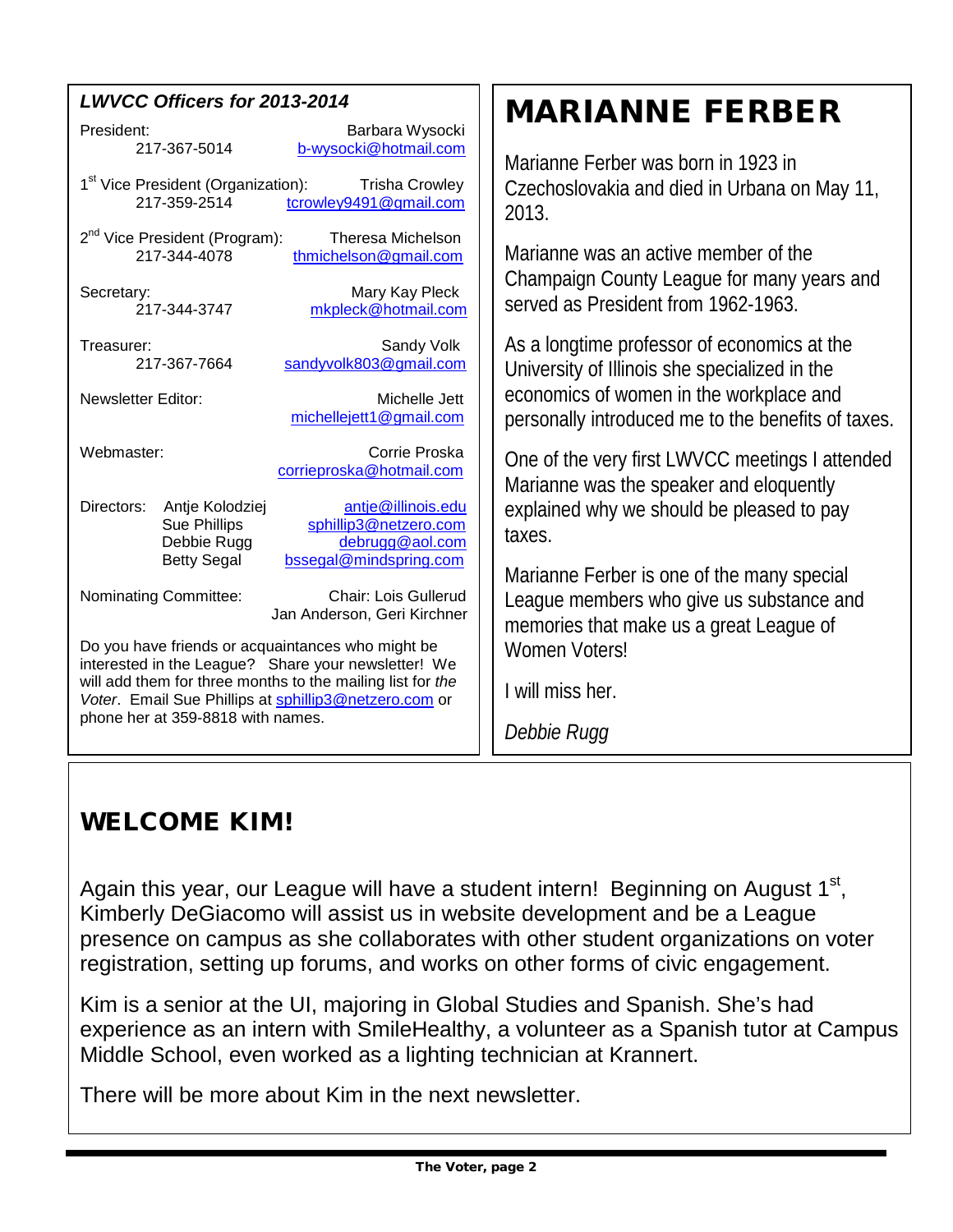## *LWVCC Officers for 2013-2014*

President: Barbara Wysocki
217-367-5014 b-wysocki@hotmail.com

1st Vice President (Organization): Trisha Crowley
217-359-2514 tcrowley9491@gmail.com

2nd Vice President (Program): Theresa Michelson
217-344-4078 thmichelson@gmail.com

Secretary: Mary Kay Pleck
217-344-3747 mkpleck@hotmail.com

Treasurer: Sandy Volk
217-367-7664 sandyvolk803@gmail.com

Newsletter Editor: Michelle Jett
michellejett1@gmail.com

Webmaster: Corrie Proska
corrieproska@hotmail.com

Directors:
- Antje Kolodziej antje@illinois.edu
- Sue Phillips sphillip3@netzero.com
- Debbie Rugg debrugg@aol.com
- Betty Segal bssegal@mindspring.com

Nominating Committee: Chair: Lois Gullerud
Jan Anderson, Geri Kirchner

Do you have friends or acquaintances who might be interested in the League? Share your newsletter! We will add them for three months to the mailing list for *the Voter*. Email Sue Phillips at sphillip3@netzero.com or phone her at 359-8818 with names.

# MARIANNE FERBER

Marianne Ferber was born in 1923 in Czechoslovakia and died in Urbana on May 11, 2013.

Marianne was an active member of the Champaign County League for many years and served as President from 1962-1963.

As a longtime professor of economics at the University of Illinois she specialized in the economics of women in the workplace and personally introduced me to the benefits of taxes.

One of the very first LWVCC meetings I attended Marianne was the speaker and eloquently explained why we should be pleased to pay taxes.

Marianne Ferber is one of the many special League members who give us substance and memories that make us a great League of Women Voters!

I will miss her.

*Debbie Rugg*

## WELCOME KIM!

Again this year, our League will have a student intern! Beginning on August 1st, Kimberly DeGiacomo will assist us in website development and be a League presence on campus as she collaborates with other student organizations on voter registration, setting up forums, and works on other forms of civic engagement.

Kim is a senior at the UI, majoring in Global Studies and Spanish. She's had experience as an intern with SmileHealthy, a volunteer as a Spanish tutor at Campus Middle School, even worked as a lighting technician at Krannert.

There will be more about Kim in the next newsletter.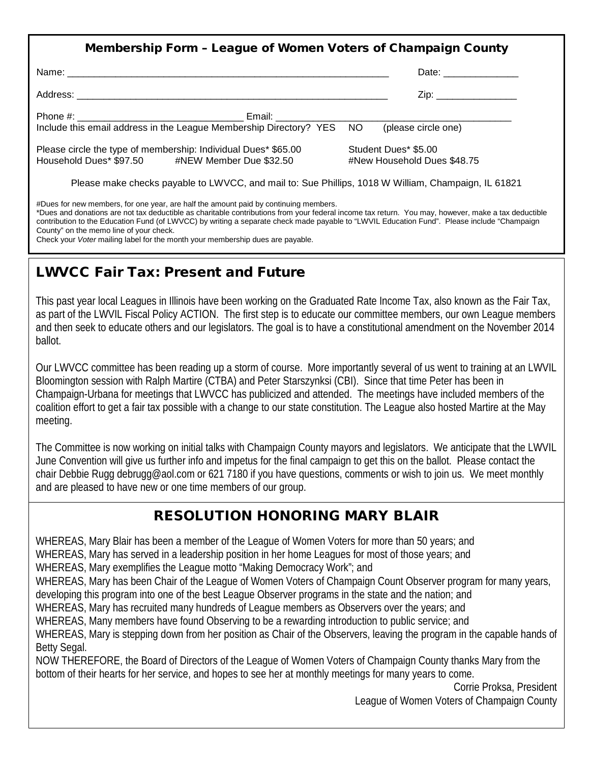## Membership Form – League of Women Voters of Champaign County

Name: ______________________________________________________________ Date: ______________

Address: ____________________________________________________________ Zip: _______________

Phone #: ______________________________ Email: ______________________________________________
Include this email address in the League Membership Directory? YES NO (please circle one)

Please circle the type of membership: Individual Dues* $65.00 Student Dues* $5.00
Household Dues* $97.50 #NEW Member Due $32.50 #New Household Dues $48.75

Please make checks payable to LWVCC, and mail to: Sue Phillips, 1018 W William, Champaign, IL 61821

#Dues for new members, for one year, are half the amount paid by continuing members.
*Dues and donations are not tax deductible as charitable contributions from your federal income tax return. You may, however, make a tax deductible contribution to the Education Fund (of LWVCC) by writing a separate check made payable to "LWVIL Education Fund". Please include "Champaign County" on the memo line of your check.
Check your *Voter* mailing label for the month your membership dues are payable.

## LWVCC Fair Tax: Present and Future

This past year local Leagues in Illinois have been working on the Graduated Rate Income Tax, also known as the Fair Tax, as part of the LWVIL Fiscal Policy ACTION. The first step is to educate our committee members, our own League members and then seek to educate others and our legislators. The goal is to have a constitutional amendment on the November 2014 ballot.

Our LWVCC committee has been reading up a storm of course. More importantly several of us went to training at an LWVIL Bloomington session with Ralph Martire (CTBA) and Peter Starszynksi (CBI). Since that time Peter has been in Champaign-Urbana for meetings that LWVCC has publicized and attended. The meetings have included members of the coalition effort to get a fair tax possible with a change to our state constitution. The League also hosted Martire at the May meeting.

The Committee is now working on initial talks with Champaign County mayors and legislators. We anticipate that the LWVIL June Convention will give us further info and impetus for the final campaign to get this on the ballot. Please contact the chair Debbie Rugg debrugg@aol.com or 621 7180 if you have questions, comments or wish to join us. We meet monthly and are pleased to have new or one time members of our group.

## RESOLUTION HONORING MARY BLAIR

WHEREAS, Mary Blair has been a member of the League of Women Voters for more than 50 years; and
WHEREAS, Mary has served in a leadership position in her home Leagues for most of those years; and
WHEREAS, Mary exemplifies the League motto "Making Democracy Work"; and
WHEREAS, Mary has been Chair of the League of Women Voters of Champaign Count Observer program for many years, developing this program into one of the best League Observer programs in the state and the nation; and
WHEREAS, Mary has recruited many hundreds of League members as Observers over the years; and
WHEREAS, Many members have found Observing to be a rewarding introduction to public service; and
WHEREAS, Mary is stepping down from her position as Chair of the Observers, leaving the program in the capable hands of Betty Segal.
NOW THEREFORE, the Board of Directors of the League of Women Voters of Champaign County thanks Mary from the bottom of their hearts for her service, and hopes to see her at monthly meetings for many years to come.

Corrie Proksa, President
League of Women Voters of Champaign County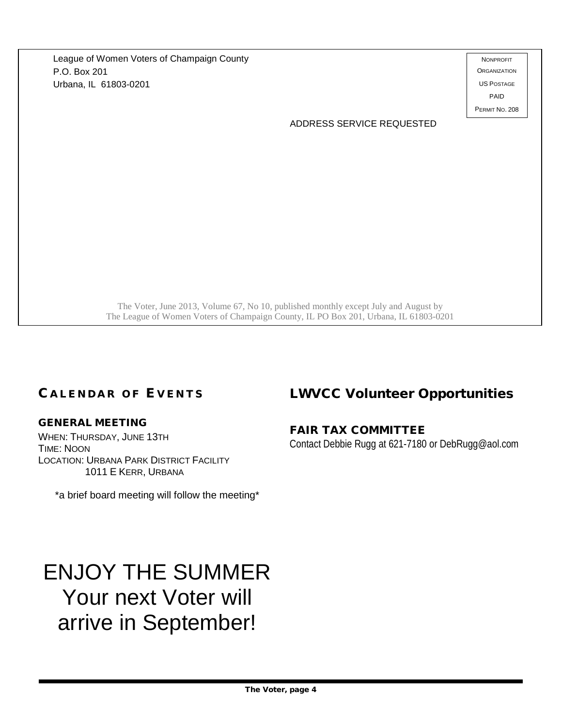League of Women Voters of Champaign County
P.O. Box 201
Urbana, IL 61803-0201

NONPROFIT
ORGANIZATION
US POSTAGE
PAID
PERMIT NO. 208

ADDRESS SERVICE REQUESTED

The Voter, June 2013, Volume 67, No 10, published monthly except July and August by
The League of Women Voters of Champaign County, IL PO Box 201, Urbana, IL 61803-0201

## CALENDAR OF EVENTS

### GENERAL MEETING

WHEN: THURSDAY, JUNE 13TH
TIME: NOON
LOCATION: URBANA PARK DISTRICT FACILITY
1011 E KERR, URBANA

*a brief board meeting will follow the meeting*

## LWVCC Volunteer Opportunities

### FAIR TAX COMMITTEE

Contact Debbie Rugg at 621-7180 or DebRugg@aol.com

# ENJOY THE SUMMER

Your next Voter will arrive in September!